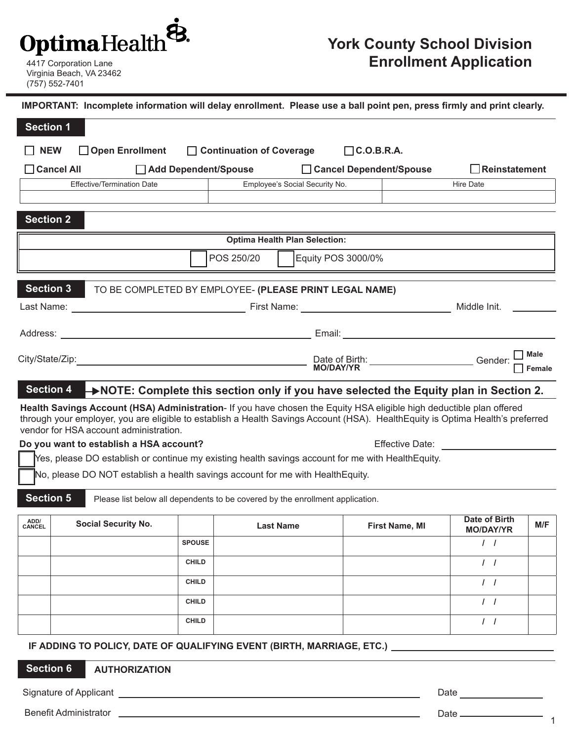# Optima Health

4417 Corporation Lane
Virginia Beach, VA 23462
(757) 552-7401

## York County School Division Enrollment Application

**IMPORTANT: Incomplete information will delay enrollment. Please use a ball point pen, press firmly and print clearly.**

### Section 1

☐ **NEW** ☐ **Open Enrollment** ☐ **Continuation of Coverage** ☐ **C.O.B.R.A.**

☐ **Cancel All** ☐ **Add Dependent/Spouse** ☐ **Cancel Dependent/Spouse** ☐ **Reinstatement**

| Effective/Termination Date | Employee's Social Security No. | Hire Date |
| --- | --- | --- |
| | | |

### Section 2

**Optima Health Plan Selection:**

☐ POS 250/20 ☐ Equity POS 3000/0%

### Section 3

TO BE COMPLETED BY EMPLOYEE- **(PLEASE PRINT LEGAL NAME)**

Last Name: ____________________ First Name: ____________________ Middle Init. ________

Address: ________________________________________ Email: ________________________________

City/State/Zip: ________________________________ Date of Birth: **MO/DAY/YR** ____________________ Gender: ☐ **Male** ☐ **Female**

### Section 4

**NOTE: Complete this section only if you have selected the Equity plan in Section 2.**

**Health Savings Account (HSA) Administration**- If you have chosen the Equity HSA eligible high deductible plan offered through your employer, you are eligible to establish a Health Savings Account (HSA). HealthEquity is Optima Health's preferred vendor for HSA account administration.

**Do you want to establish a HSA account?** Effective Date: ____________________

☐ Yes, please DO establish or continue my existing health savings account for me with HealthEquity.

☐ No, please DO NOT establish a health savings account for me with HealthEquity.

### Section 5

Please list below all dependents to be covered by the enrollment application.

| ADD/ CANCEL | Social Security No. | | Last Name | First Name, MI | Date of Birth MO/DAY/YR | M/F |
| --- | --- | --- | --- | --- | --- | --- |
| | | **SPOUSE** | | | / / | |
| | | **CHILD** | | | / / | |
| | | **CHILD** | | | / / | |
| | | **CHILD** | | | / / | |
| | | **CHILD** | | | / / | |

**IF ADDING TO POLICY, DATE OF QUALIFYING EVENT (BIRTH, MARRIAGE, ETC.)** ____________________

### Section 6

**AUTHORIZATION**

Signature of Applicant ________________________________________ Date ____________

Benefit Administrator ________________________________________ Date ____________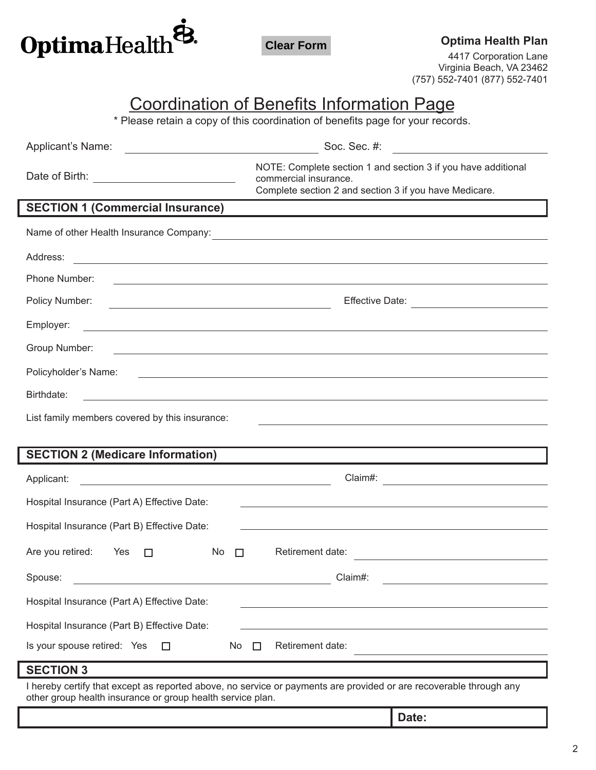**OptimaHealth**

Clear Form

**Optima Health Plan**
4417 Corporation Lane
Virginia Beach, VA 23462
(757) 552-7401 (877) 552-7401

# Coordination of Benefits Information Page

\* Please retain a copy of this coordination of benefits page for your records.

Applicant's Name: ______________________ Soc. Sec. #: ______________________

Date of Birth: ______________________

NOTE: Complete section 1 and section 3 if you have additional commercial insurance.
Complete section 2 and section 3 if you have Medicare.

## SECTION 1 (Commercial Insurance)

Name of other Health Insurance Company: ______________________

Address: ______________________

Phone Number: ______________________

Policy Number: ______________________ Effective Date: ______________________

Employer: ______________________

Group Number: ______________________

Policyholder's Name: ______________________

Birthdate: ______________________

List family members covered by this insurance: ______________________

## SECTION 2 (Medicare Information)

Applicant: ______________________ Claim#: ______________________

Hospital Insurance (Part A) Effective Date: ______________________

Hospital Insurance (Part B) Effective Date: ______________________

Are you retired: Yes ☐ No ☐ Retirement date: ______________________

Spouse: ______________________ Claim#: ______________________

Hospital Insurance (Part A) Effective Date: ______________________

Hospital Insurance (Part B) Effective Date: ______________________

Is your spouse retired: Yes ☐ No ☐ Retirement date: ______________________

## SECTION 3

I hereby certify that except as reported above, no service or payments are provided or are recoverable through any other group health insurance or group health service plan.

| | |
|---|---|
| | **Date:** |